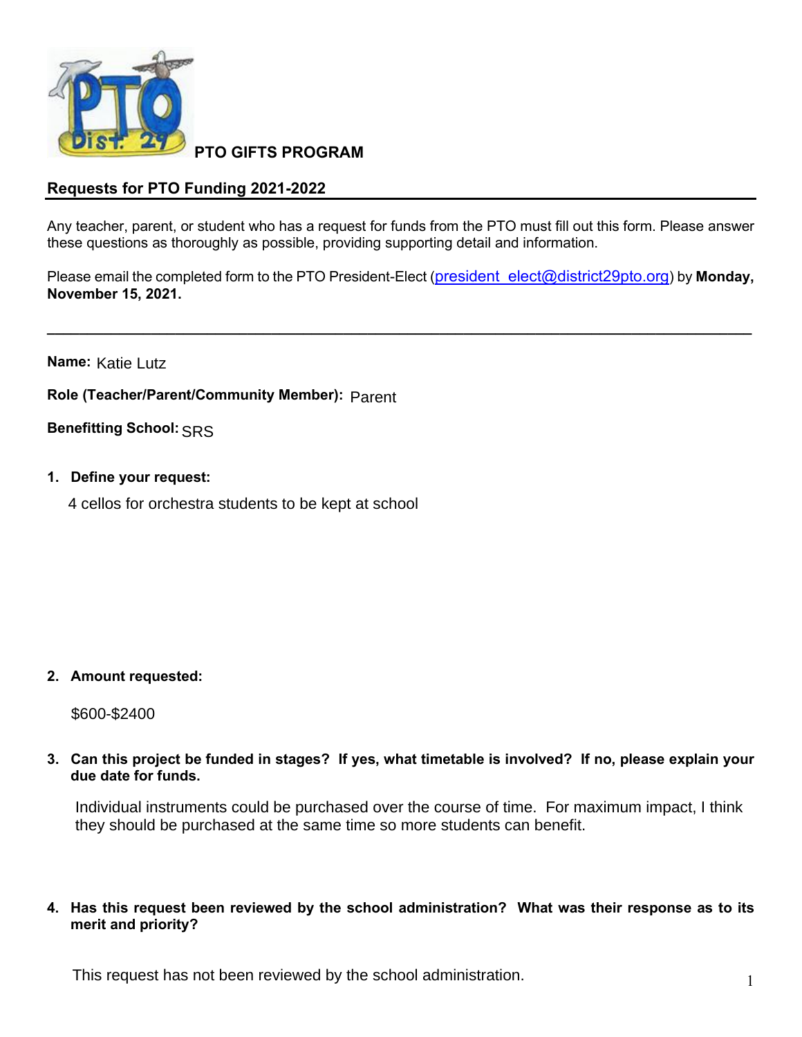**PTO GIFTS PROGRAM**

## Requests for PTO Funding 2021-2022

Any teacher, parent, or student who has a request for funds from the PTO must fill out this form. Please answer these questions as thoroughly as possible, providing supporting detail and information.

Please email the completed form to the PTO President-Elect (president_elect@district29pto.org) by **Monday, November 15, 2021.**

---

**Name:** Katie Lutz

**Role (Teacher/Parent/Community Member):** Parent

**Benefitting School:** SRS

1. **Define your request:**

   4 cellos for orchestra students to be kept at school

2. **Amount requested:**

   $600-$2400

3. **Can this project be funded in stages? If yes, what timetable is involved? If no, please explain your due date for funds.**

   Individual instruments could be purchased over the course of time. For maximum impact, I think they should be purchased at the same time so more students can benefit.

4. **Has this request been reviewed by the school administration? What was their response as to its merit and priority?**

   This request has not been reviewed by the school administration.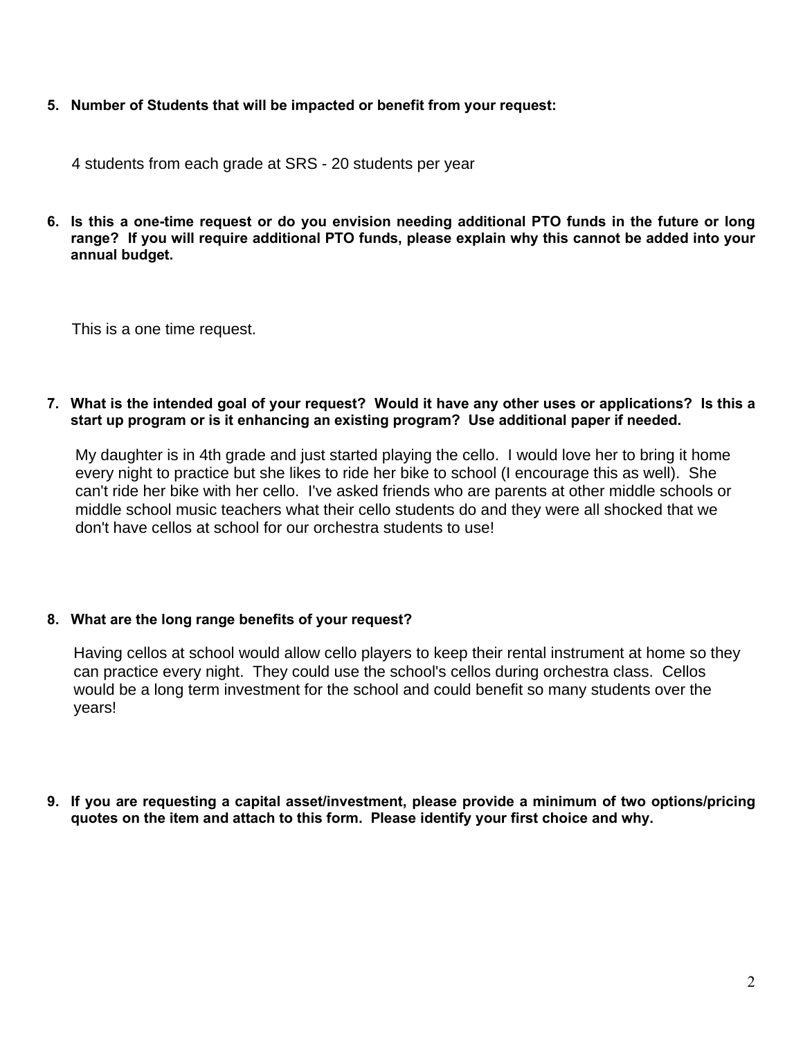5. **Number of Students that will be impacted or benefit from your request:**

   4 students from each grade at SRS - 20 students per year

6. **Is this a one-time request or do you envision needing additional PTO funds in the future or long range? If you will require additional PTO funds, please explain why this cannot be added into your annual budget.**

   This is a one time request.

7. **What is the intended goal of your request? Would it have any other uses or applications? Is this a start up program or is it enhancing an existing program? Use additional paper if needed.**

   My daughter is in 4th grade and just started playing the cello. I would love her to bring it home every night to practice but she likes to ride her bike to school (I encourage this as well). She can't ride her bike with her cello. I've asked friends who are parents at other middle schools or middle school music teachers what their cello students do and they were all shocked that we don't have cellos at school for our orchestra students to use!

8. **What are the long range benefits of your request?**

   Having cellos at school would allow cello players to keep their rental instrument at home so they can practice every night. They could use the school's cellos during orchestra class. Cellos would be a long term investment for the school and could benefit so many students over the years!

9. **If you are requesting a capital asset/investment, please provide a minimum of two options/pricing quotes on the item and attach to this form. Please identify your first choice and why.**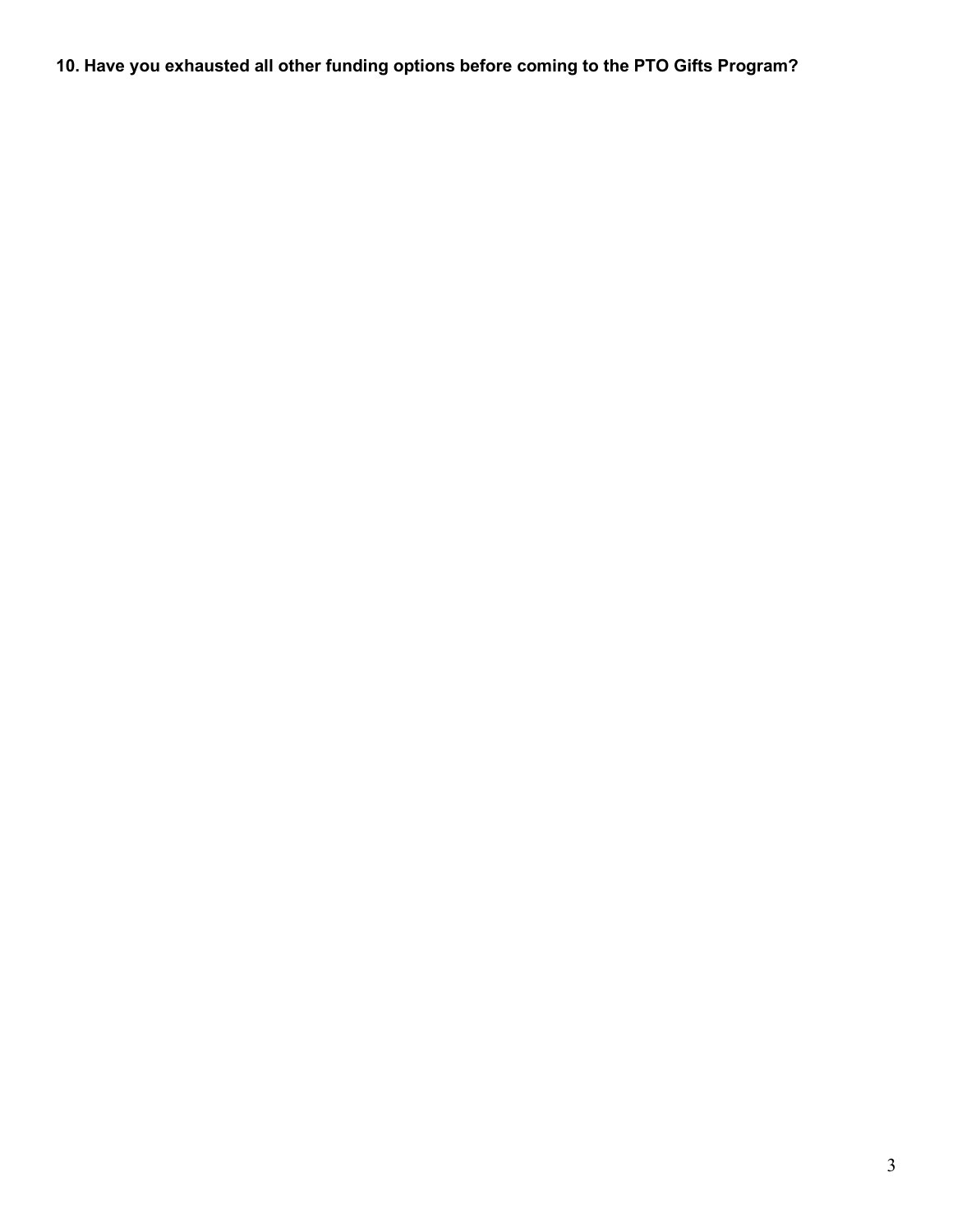**10. Have you exhausted all other funding options before coming to the PTO Gifts Program?**